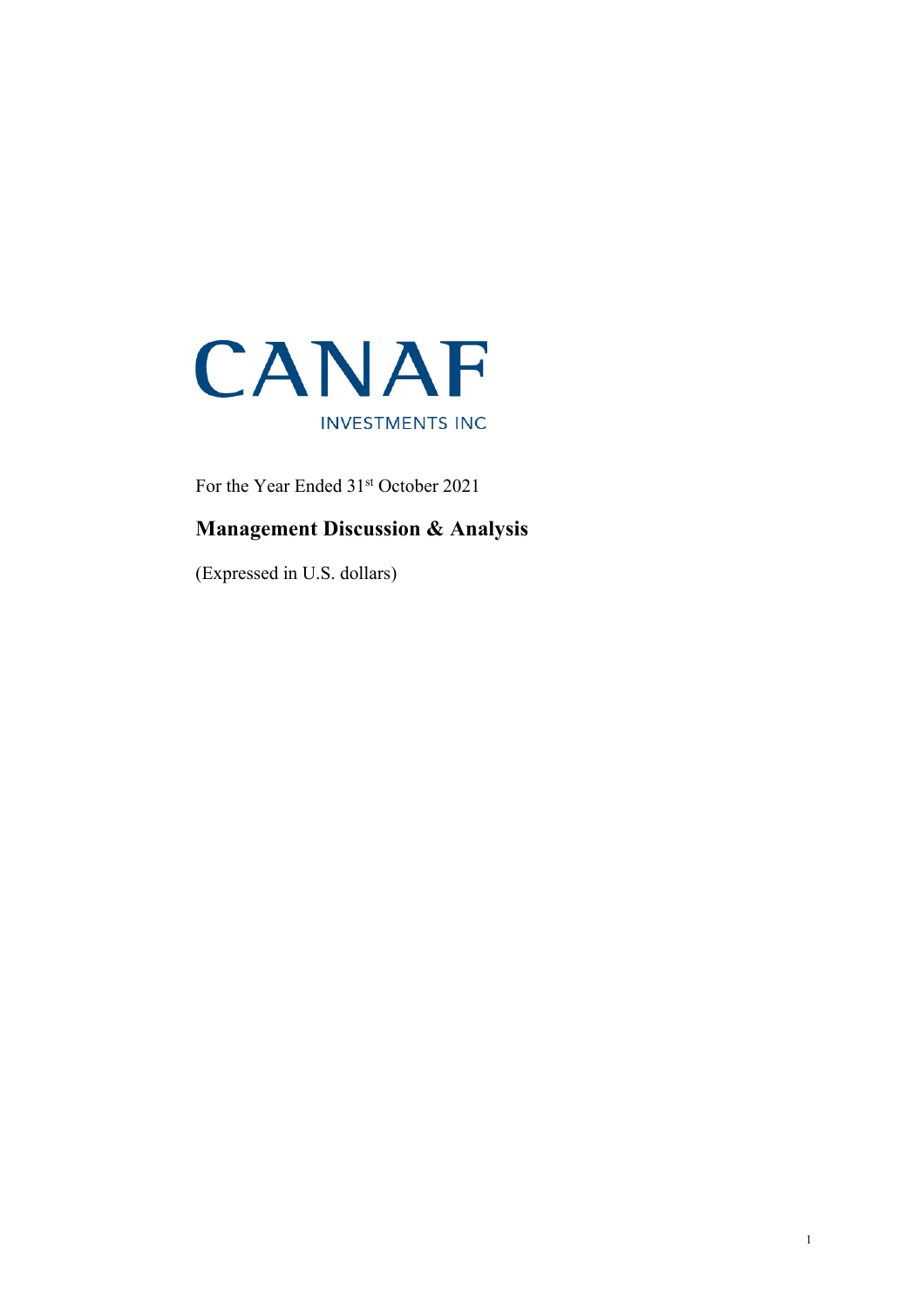# CANAF

INVESTMENTS INC

For the Year Ended 31st October 2021

## Management Discussion & Analysis

(Expressed in U.S. dollars)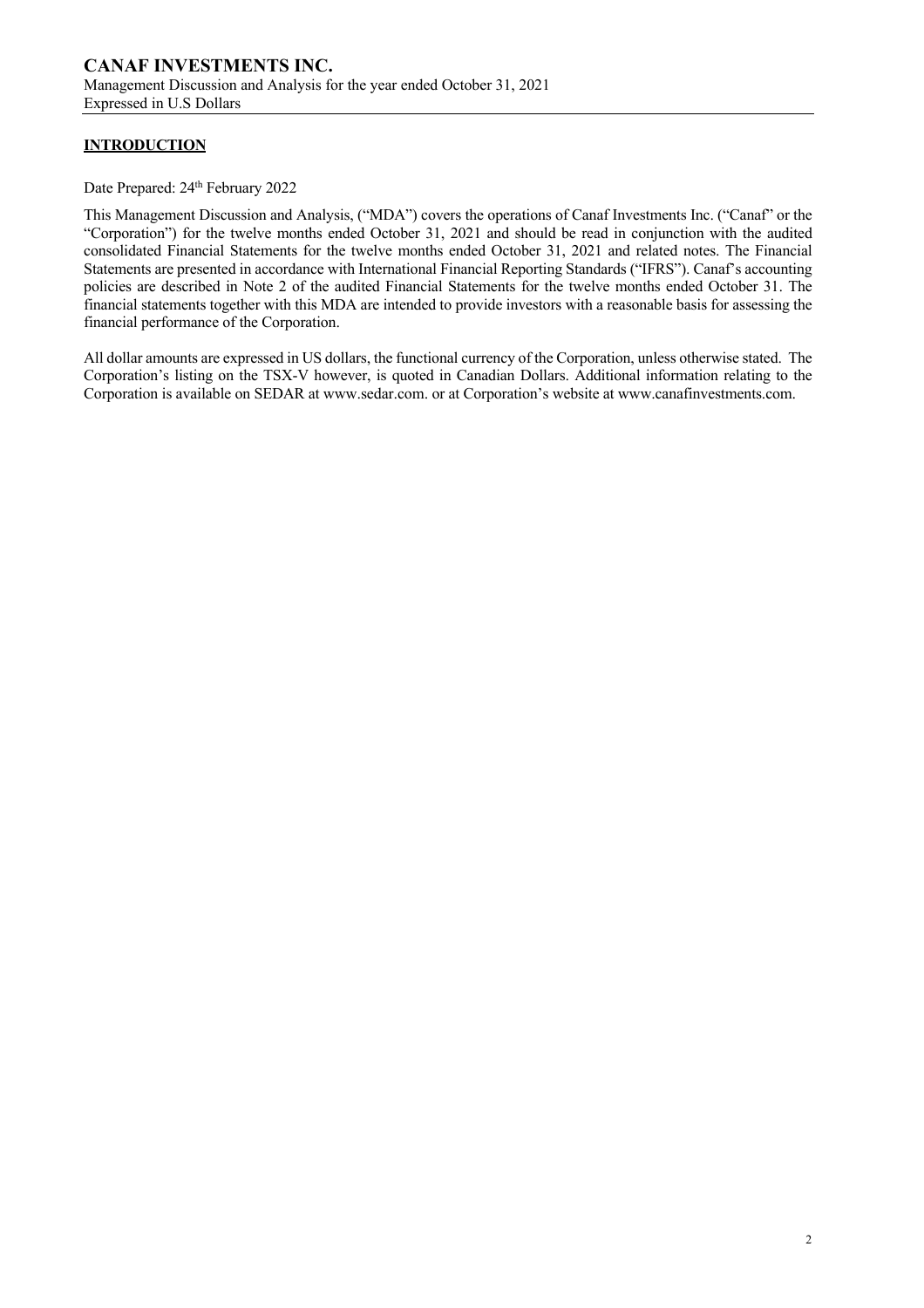## INTRODUCTION

Date Prepared: 24th February 2022

This Management Discussion and Analysis, ("MDA") covers the operations of Canaf Investments Inc. ("Canaf" or the "Corporation") for the twelve months ended October 31, 2021 and should be read in conjunction with the audited consolidated Financial Statements for the twelve months ended October 31, 2021 and related notes. The Financial Statements are presented in accordance with International Financial Reporting Standards ("IFRS"). Canaf's accounting policies are described in Note 2 of the audited Financial Statements for the twelve months ended October 31. The financial statements together with this MDA are intended to provide investors with a reasonable basis for assessing the financial performance of the Corporation.

All dollar amounts are expressed in US dollars, the functional currency of the Corporation, unless otherwise stated. The Corporation's listing on the TSX-V however, is quoted in Canadian Dollars. Additional information relating to the Corporation is available on SEDAR at www.sedar.com. or at Corporation's website at www.canafinvestments.com.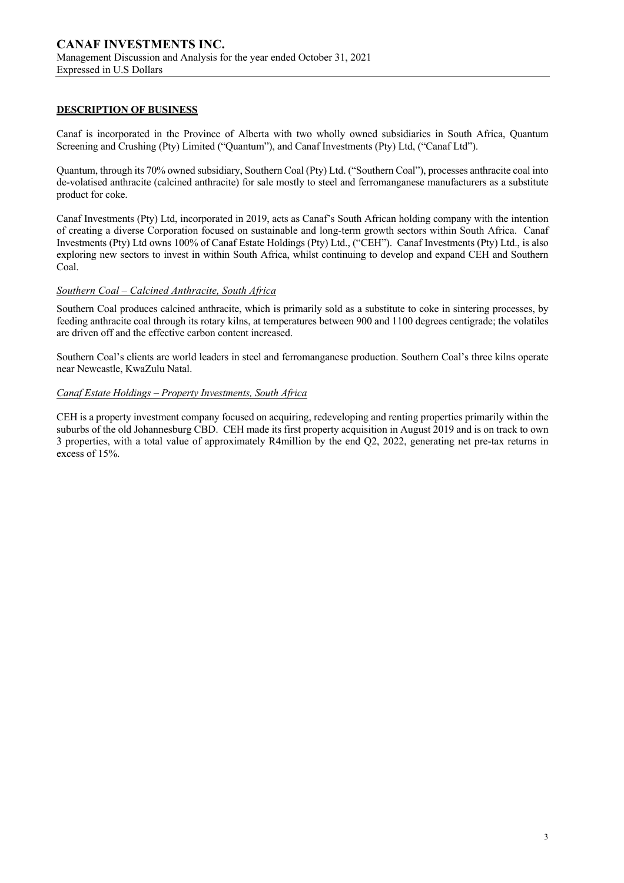## DESCRIPTION OF BUSINESS

Canaf is incorporated in the Province of Alberta with two wholly owned subsidiaries in South Africa, Quantum Screening and Crushing (Pty) Limited ("Quantum"), and Canaf Investments (Pty) Ltd, ("Canaf Ltd").

Quantum, through its 70% owned subsidiary, Southern Coal (Pty) Ltd. ("Southern Coal"), processes anthracite coal into de-volatised anthracite (calcined anthracite) for sale mostly to steel and ferromanganese manufacturers as a substitute product for coke.

Canaf Investments (Pty) Ltd, incorporated in 2019, acts as Canaf's South African holding company with the intention of creating a diverse Corporation focused on sustainable and long-term growth sectors within South Africa. Canaf Investments (Pty) Ltd owns 100% of Canaf Estate Holdings (Pty) Ltd., ("CEH"). Canaf Investments (Pty) Ltd., is also exploring new sectors to invest in within South Africa, whilst continuing to develop and expand CEH and Southern Coal.

### *Southern Coal – Calcined Anthracite, South Africa*

Southern Coal produces calcined anthracite, which is primarily sold as a substitute to coke in sintering processes, by feeding anthracite coal through its rotary kilns, at temperatures between 900 and 1100 degrees centigrade; the volatiles are driven off and the effective carbon content increased.

Southern Coal's clients are world leaders in steel and ferromanganese production. Southern Coal's three kilns operate near Newcastle, KwaZulu Natal.

### *Canaf Estate Holdings – Property Investments, South Africa*

CEH is a property investment company focused on acquiring, redeveloping and renting properties primarily within the suburbs of the old Johannesburg CBD. CEH made its first property acquisition in August 2019 and is on track to own 3 properties, with a total value of approximately R4million by the end Q2, 2022, generating net pre-tax returns in excess of 15%.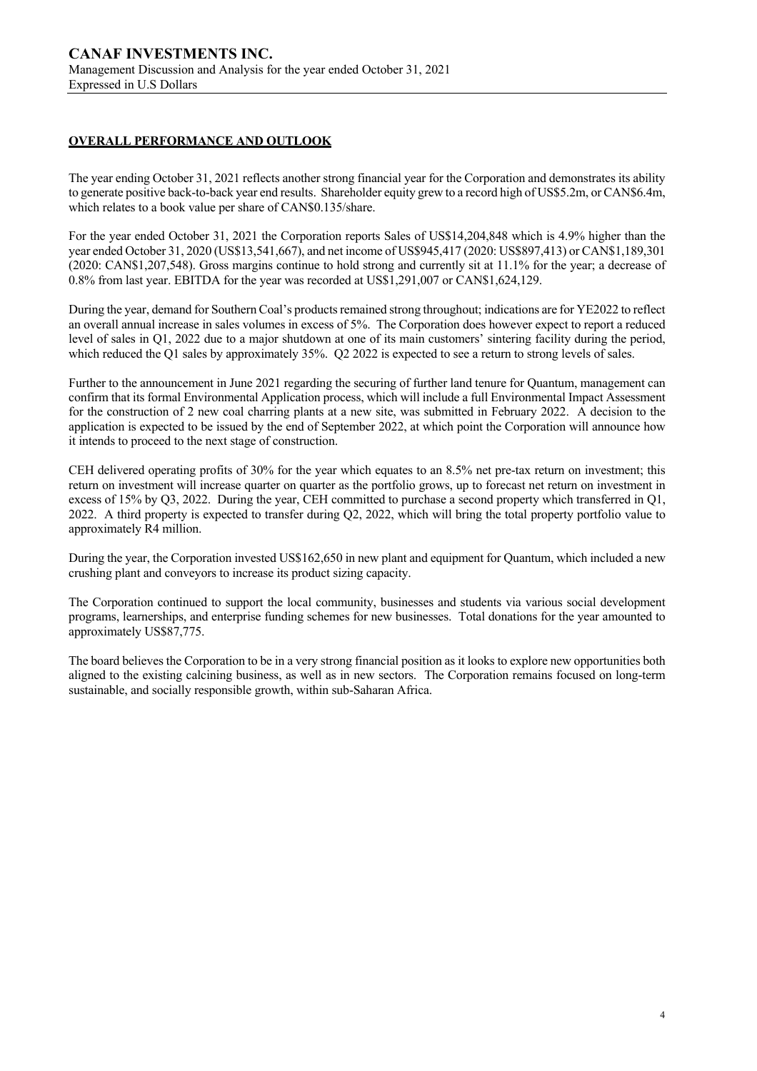## OVERALL PERFORMANCE AND OUTLOOK

The year ending October 31, 2021 reflects another strong financial year for the Corporation and demonstrates its ability to generate positive back-to-back year end results. Shareholder equity grew to a record high of US$5.2m, or CAN$6.4m, which relates to a book value per share of CAN$0.135/share.

For the year ended October 31, 2021 the Corporation reports Sales of US$14,204,848 which is 4.9% higher than the year ended October 31, 2020 (US$13,541,667), and net income of US$945,417 (2020: US$897,413) or CAN$1,189,301 (2020: CAN$1,207,548). Gross margins continue to hold strong and currently sit at 11.1% for the year; a decrease of 0.8% from last year. EBITDA for the year was recorded at US$1,291,007 or CAN$1,624,129.

During the year, demand for Southern Coal's products remained strong throughout; indications are for YE2022 to reflect an overall annual increase in sales volumes in excess of 5%. The Corporation does however expect to report a reduced level of sales in Q1, 2022 due to a major shutdown at one of its main customers' sintering facility during the period, which reduced the Q1 sales by approximately 35%. Q2 2022 is expected to see a return to strong levels of sales.

Further to the announcement in June 2021 regarding the securing of further land tenure for Quantum, management can confirm that its formal Environmental Application process, which will include a full Environmental Impact Assessment for the construction of 2 new coal charring plants at a new site, was submitted in February 2022. A decision to the application is expected to be issued by the end of September 2022, at which point the Corporation will announce how it intends to proceed to the next stage of construction.

CEH delivered operating profits of 30% for the year which equates to an 8.5% net pre-tax return on investment; this return on investment will increase quarter on quarter as the portfolio grows, up to forecast net return on investment in excess of 15% by Q3, 2022. During the year, CEH committed to purchase a second property which transferred in Q1, 2022. A third property is expected to transfer during Q2, 2022, which will bring the total property portfolio value to approximately R4 million.

During the year, the Corporation invested US$162,650 in new plant and equipment for Quantum, which included a new crushing plant and conveyors to increase its product sizing capacity.

The Corporation continued to support the local community, businesses and students via various social development programs, learnerships, and enterprise funding schemes for new businesses. Total donations for the year amounted to approximately US$87,775.

The board believes the Corporation to be in a very strong financial position as it looks to explore new opportunities both aligned to the existing calcining business, as well as in new sectors. The Corporation remains focused on long-term sustainable, and socially responsible growth, within sub-Saharan Africa.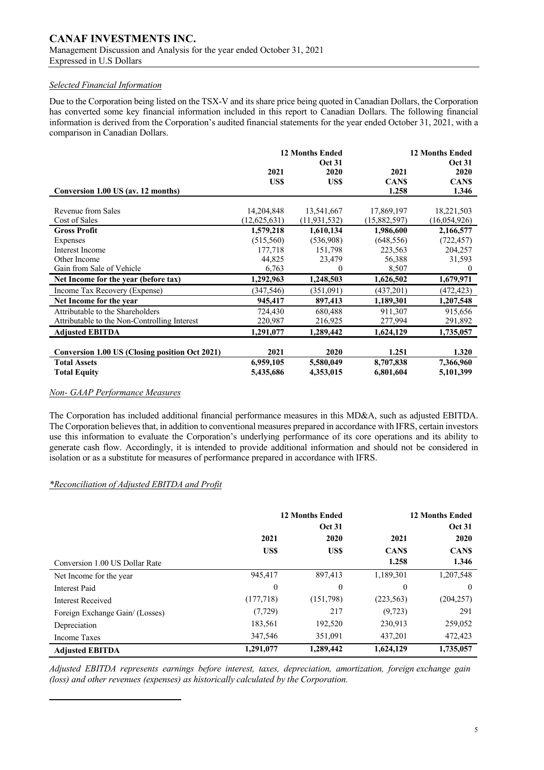*Selected Financial Information*

Due to the Corporation being listed on the TSX-V and its share price being quoted in Canadian Dollars, the Corporation has converted some key financial information included in this report to Canadian Dollars. The following financial information is derived from the Corporation's audited financial statements for the year ended October 31, 2021, with a comparison in Canadian Dollars.

| | 12 Months Ended Oct 31 | | | 12 Months Ended Oct 31 |
|---|---|---|---|---|
| | 2021 | 2020 | 2021 | 2020 |
| | US$ | US$ | CAN$ | CAN$ |
| **Conversion 1.00 US (av. 12 months)** | | | 1.258 | 1.346 |
| Revenue from Sales | 14,204,848 | 13,541,667 | 17,869,197 | 18,221,503 |
| Cost of Sales | (12,625,631) | (11,931,532) | (15,882,597) | (16,054,926) |
| **Gross Profit** | **1,579,218** | **1,610,134** | **1,986,600** | **2,166,577** |
| Expenses | (515,560) | (536,908) | (648,556) | (722,457) |
| Interest Income | 177,718 | 151,798 | 223,563 | 204,257 |
| Other Income | 44,825 | 23,479 | 56,388 | 31,593 |
| Gain from Sale of Vehicle | 6,763 | 0 | 8,507 | 0 |
| **Net Income for the year (before tax)** | **1,292,963** | **1,248,503** | **1,626,502** | **1,679,971** |
| Income Tax Recovery (Expense) | (347,546) | (351,091) | (437,201) | (472,423) |
| **Net Income for the year** | **945,417** | **897,413** | **1,189,301** | **1,207,548** |
| Attributable to the Shareholders | 724,430 | 680,488 | 911,307 | 915,656 |
| Attributable to the Non-Controlling Interest | 220,987 | 216,925 | 277,994 | 291,892 |
| **Adjusted EBITDA** | **1,291,077** | **1,289,442** | **1,624,129** | **1,735,057** |
| **Conversion 1.00 US (Closing position Oct 2021)** | **2021** | **2020** | **1.251** | **1.320** |
| **Total Assets** | **6,959,105** | **5,580,049** | **8,707,838** | **7,366,960** |
| **Total Equity** | **5,435,686** | **4,353,015** | **6,801,604** | **5,101,399** |

*Non- GAAP Performance Measures*

The Corporation has included additional financial performance measures in this MD&A, such as adjusted EBITDA. The Corporation believes that, in addition to conventional measures prepared in accordance with IFRS, certain investors use this information to evaluate the Corporation's underlying performance of its core operations and its ability to generate cash flow. Accordingly, it is intended to provide additional information and should not be considered in isolation or as a substitute for measures of performance prepared in accordance with IFRS.

*\*Reconciliation of Adjusted EBITDA and Profit*

| | 12 Months Ended Oct 31 | | | 12 Months Ended Oct 31 |
|---|---|---|---|---|
| | 2021 | 2020 | 2021 | 2020 |
| | US$ | US$ | CAN$ | CAN$ |
| Conversion 1.00 US Dollar Rate | | | 1.258 | 1.346 |
| Net Income for the year | 945,417 | 897,413 | 1,189,301 | 1,207,548 |
| Interest Paid | 0 | 0 | 0 | 0 |
| Interest Received | (177,718) | (151,798) | (223,563) | (204,257) |
| Foreign Exchange Gain/ (Losses) | (7,729) | 217 | (9,723) | 291 |
| Depreciation | 183,561 | 192,520 | 230,913 | 259,052 |
| Income Taxes | 347,546 | 351,091 | 437,201 | 472,423 |
| **Adjusted EBITDA** | **1,291,077** | **1,289,442** | **1,624,129** | **1,735,057** |

*Adjusted EBITDA represents earnings before interest, taxes, depreciation, amortization, foreign exchange gain (loss) and other revenues (expenses) as historically calculated by the Corporation.*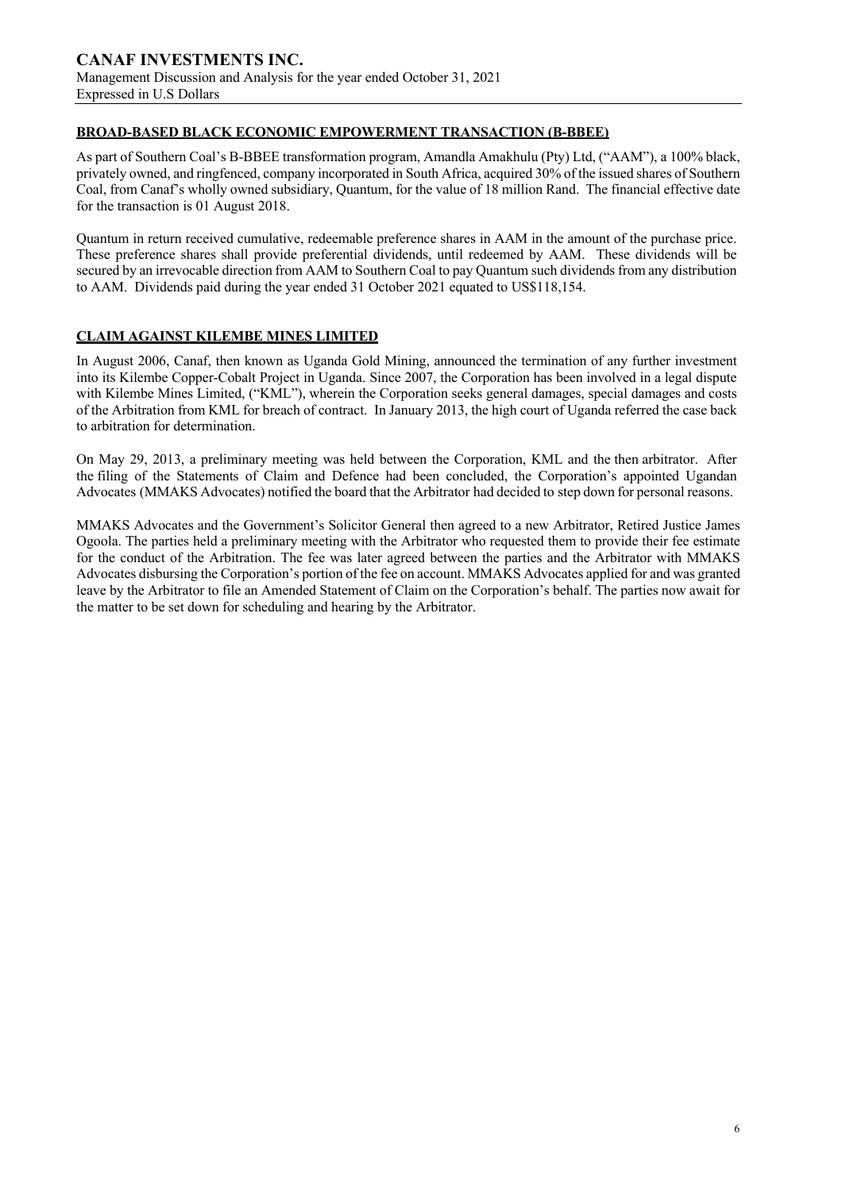## BROAD-BASED BLACK ECONOMIC EMPOWERMENT TRANSACTION (B-BBEE)

As part of Southern Coal's B-BBEE transformation program, Amandla Amakhulu (Pty) Ltd, ("AAM"), a 100% black, privately owned, and ringfenced, company incorporated in South Africa, acquired 30% of the issued shares of Southern Coal, from Canaf's wholly owned subsidiary, Quantum, for the value of 18 million Rand. The financial effective date for the transaction is 01 August 2018.

Quantum in return received cumulative, redeemable preference shares in AAM in the amount of the purchase price. These preference shares shall provide preferential dividends, until redeemed by AAM. These dividends will be secured by an irrevocable direction from AAM to Southern Coal to pay Quantum such dividends from any distribution to AAM. Dividends paid during the year ended 31 October 2021 equated to US$118,154.

## CLAIM AGAINST KILEMBE MINES LIMITED

In August 2006, Canaf, then known as Uganda Gold Mining, announced the termination of any further investment into its Kilembe Copper-Cobalt Project in Uganda. Since 2007, the Corporation has been involved in a legal dispute with Kilembe Mines Limited, ("KML"), wherein the Corporation seeks general damages, special damages and costs of the Arbitration from KML for breach of contract. In January 2013, the high court of Uganda referred the case back to arbitration for determination.

On May 29, 2013, a preliminary meeting was held between the Corporation, KML and the then arbitrator. After the filing of the Statements of Claim and Defence had been concluded, the Corporation's appointed Ugandan Advocates (MMAKS Advocates) notified the board that the Arbitrator had decided to step down for personal reasons.

MMAKS Advocates and the Government's Solicitor General then agreed to a new Arbitrator, Retired Justice James Ogoola. The parties held a preliminary meeting with the Arbitrator who requested them to provide their fee estimate for the conduct of the Arbitration. The fee was later agreed between the parties and the Arbitrator with MMAKS Advocates disbursing the Corporation's portion of the fee on account. MMAKS Advocates applied for and was granted leave by the Arbitrator to file an Amended Statement of Claim on the Corporation's behalf. The parties now await for the matter to be set down for scheduling and hearing by the Arbitrator.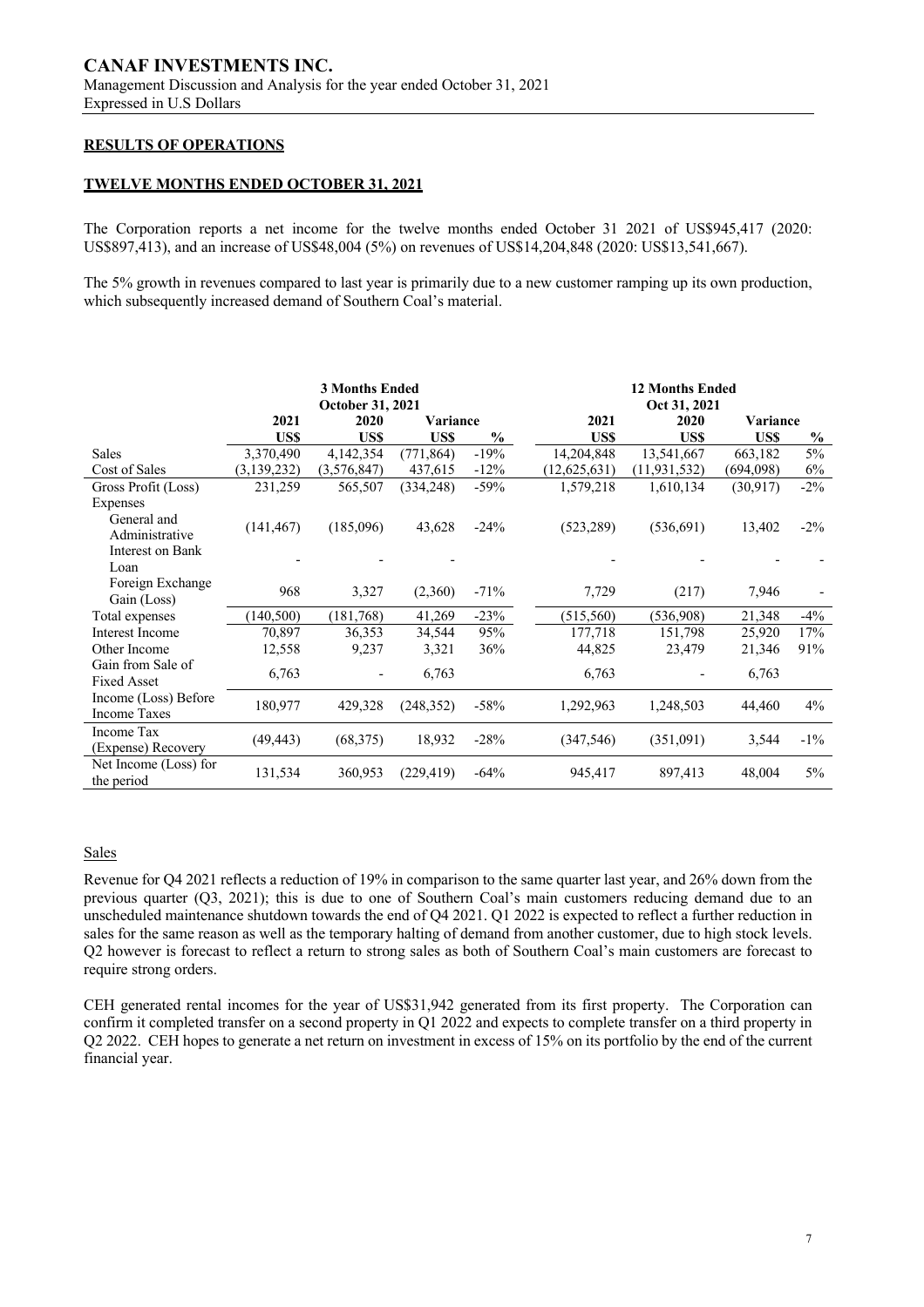**RESULTS OF OPERATIONS**

**TWELVE MONTHS ENDED OCTOBER 31, 2021**

The Corporation reports a net income for the twelve months ended October 31 2021 of US$945,417 (2020: US$897,413), and an increase of US$48,004 (5%) on revenues of US$14,204,848 (2020: US$13,541,667).

The 5% growth in revenues compared to last year is primarily due to a new customer ramping up its own production, which subsequently increased demand of Southern Coal's material.

| | 3 Months Ended October 31, 2021 | | | | 12 Months Ended Oct 31, 2021 | | | |
|---|---|---|---|---|---|---|---|---|
| | 2021 | 2020 | Variance | | 2021 | 2020 | Variance | |
| | US$ | US$ | US$ | % | US$ | US$ | US$ | % |
| Sales | 3,370,490 | 4,142,354 | (771,864) | -19% | 14,204,848 | 13,541,667 | 663,182 | 5% |
| Cost of Sales | (3,139,232) | (3,576,847) | 437,615 | -12% | (12,625,631) | (11,931,532) | (694,098) | 6% |
| Gross Profit (Loss) | 231,259 | 565,507 | (334,248) | -59% | 1,579,218 | 1,610,134 | (30,917) | -2% |
| Expenses | | | | | | | | |
| General and Administrative | (141,467) | (185,096) | 43,628 | -24% | (523,289) | (536,691) | 13,402 | -2% |
| Interest on Bank Loan | - | - | - | | - | - | - | - |
| Foreign Exchange Gain (Loss) | 968 | 3,327 | (2,360) | -71% | 7,729 | (217) | 7,946 | - |
| Total expenses | (140,500) | (181,768) | 41,269 | -23% | (515,560) | (536,908) | 21,348 | -4% |
| Interest Income | 70,897 | 36,353 | 34,544 | 95% | 177,718 | 151,798 | 25,920 | 17% |
| Other Income | 12,558 | 9,237 | 3,321 | 36% | 44,825 | 23,479 | 21,346 | 91% |
| Gain from Sale of Fixed Asset | 6,763 | - | 6,763 | | 6,763 | - | 6,763 | |
| Income (Loss) Before Income Taxes | 180,977 | 429,328 | (248,352) | -58% | 1,292,963 | 1,248,503 | 44,460 | 4% |
| Income Tax (Expense) Recovery | (49,443) | (68,375) | 18,932 | -28% | (347,546) | (351,091) | 3,544 | -1% |
| Net Income (Loss) for the period | 131,534 | 360,953 | (229,419) | -64% | 945,417 | 897,413 | 48,004 | 5% |

Sales

Revenue for Q4 2021 reflects a reduction of 19% in comparison to the same quarter last year, and 26% down from the previous quarter (Q3, 2021); this is due to one of Southern Coal's main customers reducing demand due to an unscheduled maintenance shutdown towards the end of Q4 2021. Q1 2022 is expected to reflect a further reduction in sales for the same reason as well as the temporary halting of demand from another customer, due to high stock levels. Q2 however is forecast to reflect a return to strong sales as both of Southern Coal's main customers are forecast to require strong orders.

CEH generated rental incomes for the year of US$31,942 generated from its first property. The Corporation can confirm it completed transfer on a second property in Q1 2022 and expects to complete transfer on a third property in Q2 2022. CEH hopes to generate a net return on investment in excess of 15% on its portfolio by the end of the current financial year.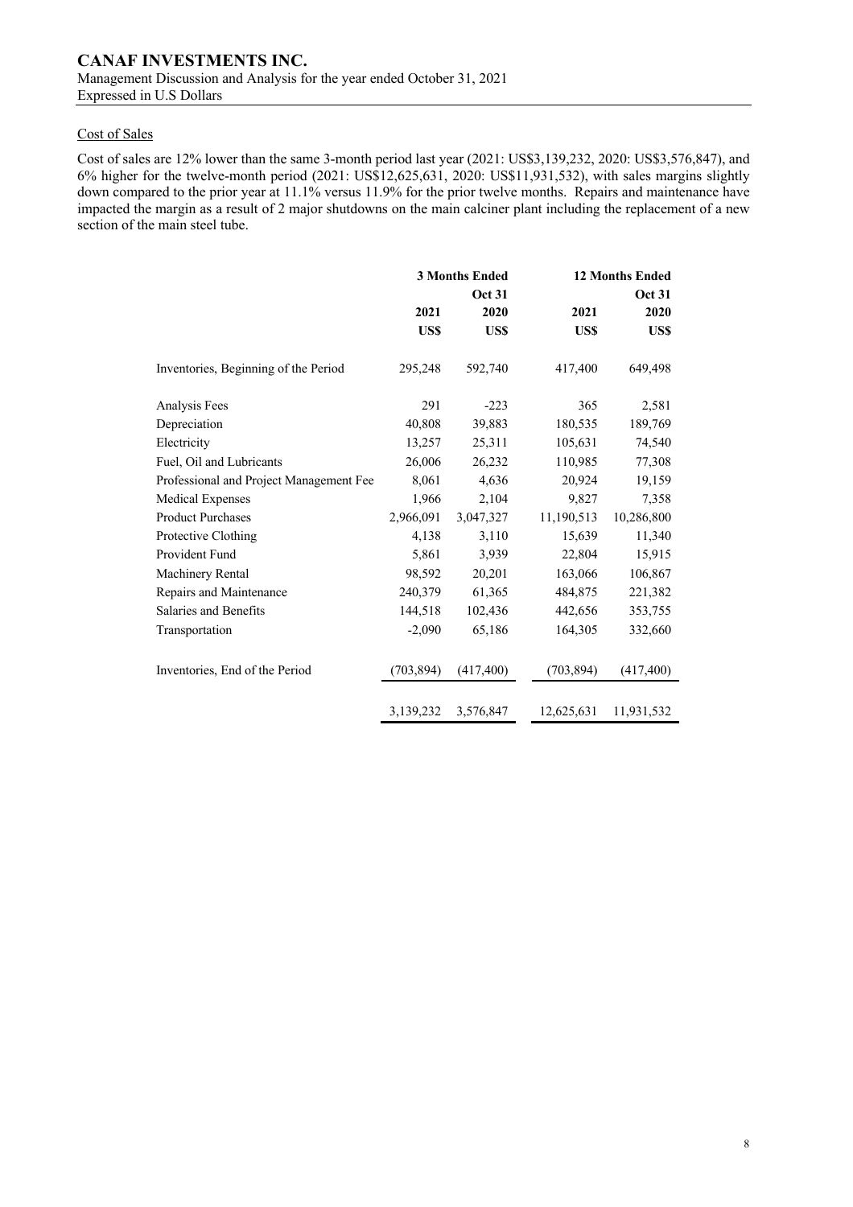## Cost of Sales

Cost of sales are 12% lower than the same 3-month period last year (2021: US$3,139,232, 2020: US$3,576,847), and 6% higher for the twelve-month period (2021: US$12,625,631, 2020: US$11,931,532), with sales margins slightly down compared to the prior year at 11.1% versus 11.9% for the prior twelve months. Repairs and maintenance have impacted the margin as a result of 2 major shutdowns on the main calciner plant including the replacement of a new section of the main steel tube.

| | 3 Months Ended | | 12 Months Ended | |
|---|---|---|---|---|
| | | Oct 31 | | Oct 31 |
| | 2021 | 2020 | 2021 | 2020 |
| | US$ | US$ | US$ | US$ |
| Inventories, Beginning of the Period | 295,248 | 592,740 | 417,400 | 649,498 |
| Analysis Fees | 291 | -223 | 365 | 2,581 |
| Depreciation | 40,808 | 39,883 | 180,535 | 189,769 |
| Electricity | 13,257 | 25,311 | 105,631 | 74,540 |
| Fuel, Oil and Lubricants | 26,006 | 26,232 | 110,985 | 77,308 |
| Professional and Project Management Fee | 8,061 | 4,636 | 20,924 | 19,159 |
| Medical Expenses | 1,966 | 2,104 | 9,827 | 7,358 |
| Product Purchases | 2,966,091 | 3,047,327 | 11,190,513 | 10,286,800 |
| Protective Clothing | 4,138 | 3,110 | 15,639 | 11,340 |
| Provident Fund | 5,861 | 3,939 | 22,804 | 15,915 |
| Machinery Rental | 98,592 | 20,201 | 163,066 | 106,867 |
| Repairs and Maintenance | 240,379 | 61,365 | 484,875 | 221,382 |
| Salaries and Benefits | 144,518 | 102,436 | 442,656 | 353,755 |
| Transportation | -2,090 | 65,186 | 164,305 | 332,660 |
| Inventories, End of the Period | (703,894) | (417,400) | (703,894) | (417,400) |
| | 3,139,232 | 3,576,847 | 12,625,631 | 11,931,532 |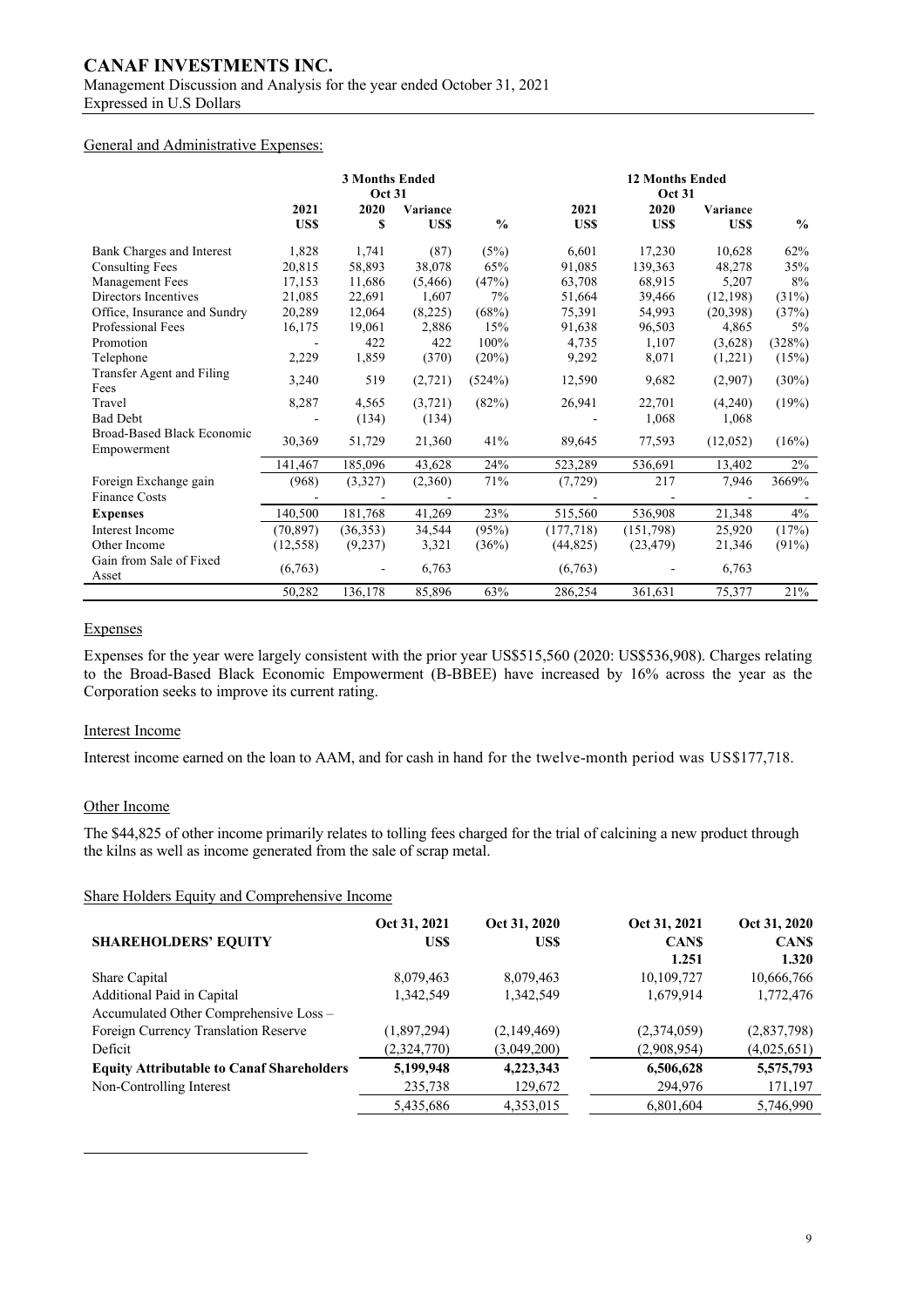## General and Administrative Expenses:

| | 3 Months Ended Oct 31 | | | | 12 Months Ended Oct 31 | | | |
|---|---|---|---|---|---|---|---|---|
| | 2021 US$ | 2020 $ | Variance US$ | % | 2021 US$ | 2020 US$ | Variance US$ | % |
| Bank Charges and Interest | 1,828 | 1,741 | (87) | (5%) | 6,601 | 17,230 | 10,628 | 62% |
| Consulting Fees | 20,815 | 58,893 | 38,078 | 65% | 91,085 | 139,363 | 48,278 | 35% |
| Management Fees | 17,153 | 11,686 | (5,466) | (47%) | 63,708 | 68,915 | 5,207 | 8% |
| Directors Incentives | 21,085 | 22,691 | 1,607 | 7% | 51,664 | 39,466 | (12,198) | (31%) |
| Office, Insurance and Sundry | 20,289 | 12,064 | (8,225) | (68%) | 75,391 | 54,993 | (20,398) | (37%) |
| Professional Fees | 16,175 | 19,061 | 2,886 | 15% | 91,638 | 96,503 | 4,865 | 5% |
| Promotion | - | 422 | 422 | 100% | 4,735 | 1,107 | (3,628) | (328%) |
| Telephone | 2,229 | 1,859 | (370) | (20%) | 9,292 | 8,071 | (1,221) | (15%) |
| Transfer Agent and Filing Fees | 3,240 | 519 | (2,721) | (524%) | 12,590 | 9,682 | (2,907) | (30%) |
| Travel | 8,287 | 4,565 | (3,721) | (82%) | 26,941 | 22,701 | (4,240) | (19%) |
| Bad Debt | - | (134) | (134) | | - | 1,068 | 1,068 | |
| Broad-Based Black Economic Empowerment | 30,369 | 51,729 | 21,360 | 41% | 89,645 | 77,593 | (12,052) | (16%) |
| | 141,467 | 185,096 | 43,628 | 24% | 523,289 | 536,691 | 13,402 | 2% |
| Foreign Exchange gain | (968) | (3,327) | (2,360) | 71% | (7,729) | 217 | 7,946 | 3669% |
| Finance Costs | - | - | - | | - | - | - | - |
| **Expenses** | 140,500 | 181,768 | 41,269 | 23% | 515,560 | 536,908 | 21,348 | 4% |
| Interest Income | (70,897) | (36,353) | 34,544 | (95%) | (177,718) | (151,798) | 25,920 | (17%) |
| Other Income | (12,558) | (9,237) | 3,321 | (36%) | (44,825) | (23,479) | 21,346 | (91%) |
| Gain from Sale of Fixed Asset | (6,763) | - | 6,763 | | (6,763) | - | 6,763 | |
| | 50,282 | 136,178 | 85,896 | 63% | 286,254 | 361,631 | 75,377 | 21% |

### Expenses

Expenses for the year were largely consistent with the prior year US$515,560 (2020: US$536,908). Charges relating to the Broad-Based Black Economic Empowerment (B-BBEE) have increased by 16% across the year as the Corporation seeks to improve its current rating.

### Interest Income

Interest income earned on the loan to AAM, and for cash in hand for the twelve-month period was US$177,718.

### Other Income

The $44,825 of other income primarily relates to tolling fees charged for the trial of calcining a new product through the kilns as well as income generated from the sale of scrap metal.

### Share Holders Equity and Comprehensive Income

| SHAREHOLDERS' EQUITY | Oct 31, 2021 US$ | Oct 31, 2020 US$ | Oct 31, 2021 CAN$ 1.251 | Oct 31, 2020 CAN$ 1.320 |
|---|---|---|---|---|
| Share Capital | 8,079,463 | 8,079,463 | 10,109,727 | 10,666,766 |
| Additional Paid in Capital | 1,342,549 | 1,342,549 | 1,679,914 | 1,772,476 |
| Accumulated Other Comprehensive Loss – Foreign Currency Translation Reserve | (1,897,294) | (2,149,469) | (2,374,059) | (2,837,798) |
| Deficit | (2,324,770) | (3,049,200) | (2,908,954) | (4,025,651) |
| **Equity Attributable to Canaf Shareholders** | **5,199,948** | **4,223,343** | **6,506,628** | **5,575,793** |
| Non-Controlling Interest | 235,738 | 129,672 | 294,976 | 171,197 |
| | 5,435,686 | 4,353,015 | 6,801,604 | 5,746,990 |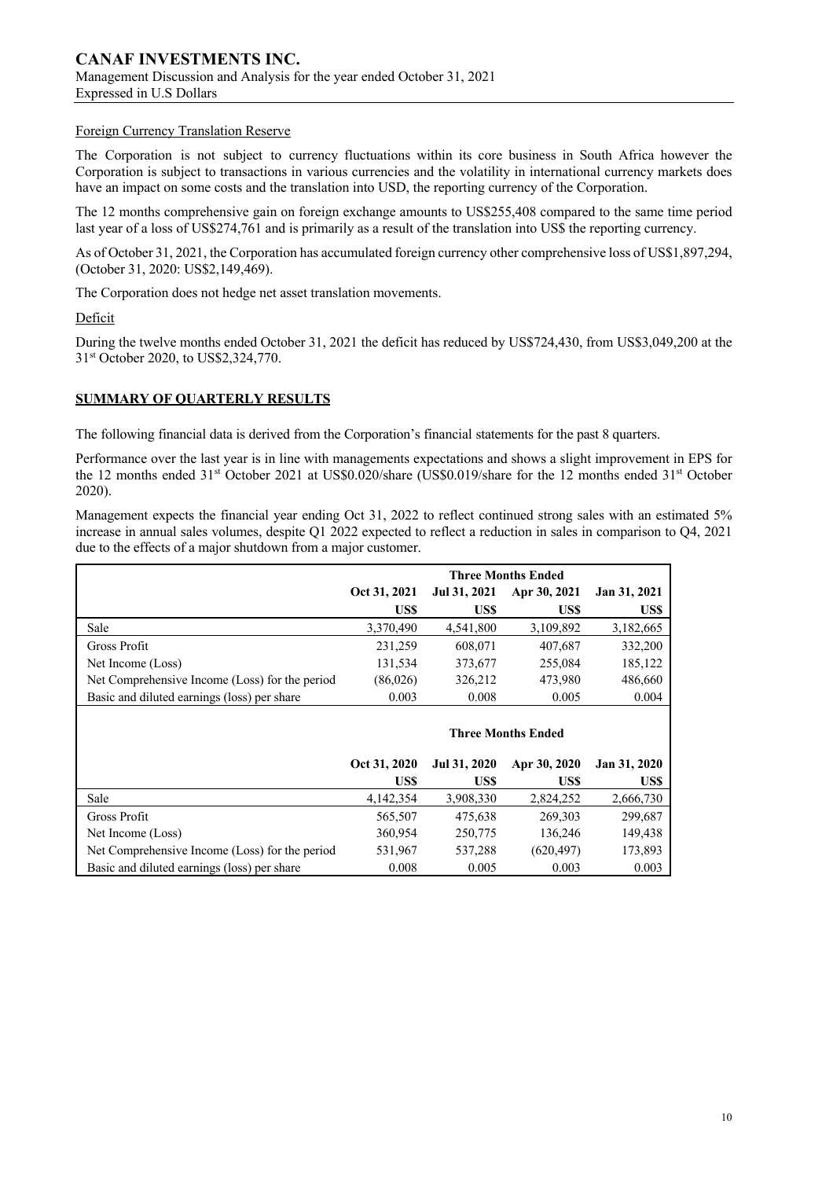#### Foreign Currency Translation Reserve

The Corporation is not subject to currency fluctuations within its core business in South Africa however the Corporation is subject to transactions in various currencies and the volatility in international currency markets does have an impact on some costs and the translation into USD, the reporting currency of the Corporation.

The 12 months comprehensive gain on foreign exchange amounts to US$255,408 compared to the same time period last year of a loss of US$274,761 and is primarily as a result of the translation into US$ the reporting currency.

As of October 31, 2021, the Corporation has accumulated foreign currency other comprehensive loss of US$1,897,294, (October 31, 2020: US$2,149,469).

The Corporation does not hedge net asset translation movements.

#### Deficit

During the twelve months ended October 31, 2021 the deficit has reduced by US$724,430, from US$3,049,200 at the 31st October 2020, to US$2,324,770.

## SUMMARY OF QUARTERLY RESULTS

The following financial data is derived from the Corporation's financial statements for the past 8 quarters.

Performance over the last year is in line with managements expectations and shows a slight improvement in EPS for the 12 months ended 31st October 2021 at US$0.020/share (US$0.019/share for the 12 months ended 31st October 2020).

Management expects the financial year ending Oct 31, 2022 to reflect continued strong sales with an estimated 5% increase in annual sales volumes, despite Q1 2022 expected to reflect a reduction in sales in comparison to Q4, 2021 due to the effects of a major shutdown from a major customer.

| | **Three Months Ended** | | | |
|---|---|---|---|---|
| | **Oct 31, 2021** | **Jul 31, 2021** | **Apr 30, 2021** | **Jan 31, 2021** |
| | **US$** | **US$** | **US$** | **US$** |
| Sale | 3,370,490 | 4,541,800 | 3,109,892 | 3,182,665 |
| Gross Profit | 231,259 | 608,071 | 407,687 | 332,200 |
| Net Income (Loss) | 131,534 | 373,677 | 255,084 | 185,122 |
| Net Comprehensive Income (Loss) for the period | (86,026) | 326,212 | 473,980 | 486,660 |
| Basic and diluted earnings (loss) per share | 0.003 | 0.008 | 0.005 | 0.004 |

| | **Three Months Ended** | | | |
|---|---|---|---|---|
| | **Oct 31, 2020** | **Jul 31, 2020** | **Apr 30, 2020** | **Jan 31, 2020** |
| | **US$** | **US$** | **US$** | **US$** |
| Sale | 4,142,354 | 3,908,330 | 2,824,252 | 2,666,730 |
| Gross Profit | 565,507 | 475,638 | 269,303 | 299,687 |
| Net Income (Loss) | 360,954 | 250,775 | 136,246 | 149,438 |
| Net Comprehensive Income (Loss) for the period | 531,967 | 537,288 | (620,497) | 173,893 |
| Basic and diluted earnings (loss) per share | 0.008 | 0.005 | 0.003 | 0.003 |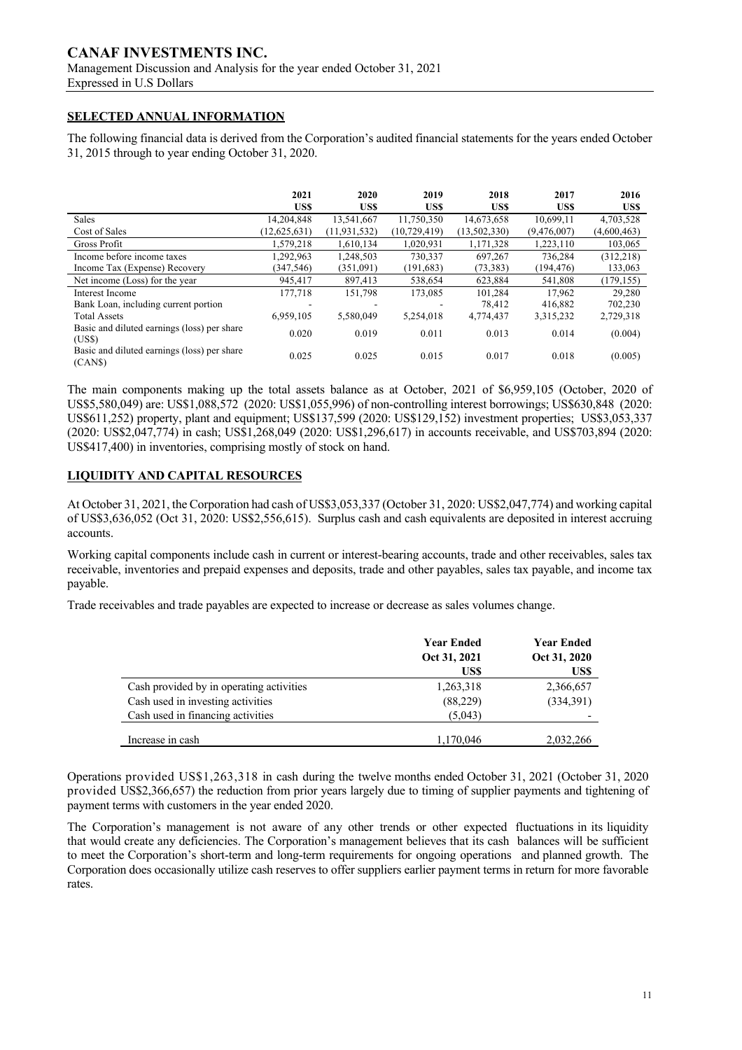# CANAF INVESTMENTS INC.

Management Discussion and Analysis for the year ended October 31, 2021
Expressed in U.S Dollars

## SELECTED ANNUAL INFORMATION

The following financial data is derived from the Corporation's audited financial statements for the years ended October 31, 2015 through to year ending October 31, 2020.

| | 2021 US$ | 2020 US$ | 2019 US$ | 2018 US$ | 2017 US$ | 2016 US$ |
|---|---|---|---|---|---|---|
| Sales | 14,204,848 | 13,541,667 | 11,750,350 | 14,673,658 | 10,699,11 | 4,703,528 |
| Cost of Sales | (12,625,631) | (11,931,532) | (10,729,419) | (13,502,330) | (9,476,007) | (4,600,463) |
| Gross Profit | 1,579,218 | 1,610,134 | 1,020,931 | 1,171,328 | 1,223,110 | 103,065 |
| Income before income taxes | 1,292,963 | 1,248,503 | 730,337 | 697,267 | 736,284 | (312,218) |
| Income Tax (Expense) Recovery | (347,546) | (351,091) | (191,683) | (73,383) | (194,476) | 133,063 |
| Net income (Loss) for the year | 945,417 | 897,413 | 538,654 | 623,884 | 541,808 | (179,155) |
| Interest Income | 177,718 | 151,798 | 173,085 | 101,284 | 17,962 | 29,280 |
| Bank Loan, including current portion | - | - | - | 78,412 | 416,882 | 702,230 |
| Total Assets | 6,959,105 | 5,580,049 | 5,254,018 | 4,774,437 | 3,315,232 | 2,729,318 |
| Basic and diluted earnings (loss) per share (US$) | 0.020 | 0.019 | 0.011 | 0.013 | 0.014 | (0.004) |
| Basic and diluted earnings (loss) per share (CAN$) | 0.025 | 0.025 | 0.015 | 0.017 | 0.018 | (0.005) |

The main components making up the total assets balance as at October, 2021 of $6,959,105 (October, 2020 of US$5,580,049) are: US$1,088,572 (2020: US$1,055,996) of non-controlling interest borrowings; US$630,848 (2020: US$611,252) property, plant and equipment; US$137,599 (2020: US$129,152) investment properties; US$3,053,337 (2020: US$2,047,774) in cash; US$1,268,049 (2020: US$1,296,617) in accounts receivable, and US$703,894 (2020: US$417,400) in inventories, comprising mostly of stock on hand.

## LIQUIDITY AND CAPITAL RESOURCES

At October 31, 2021, the Corporation had cash of US$3,053,337 (October 31, 2020: US$2,047,774) and working capital of US$3,636,052 (Oct 31, 2020: US$2,556,615). Surplus cash and cash equivalents are deposited in interest accruing accounts.

Working capital components include cash in current or interest-bearing accounts, trade and other receivables, sales tax receivable, inventories and prepaid expenses and deposits, trade and other payables, sales tax payable, and income tax payable.

Trade receivables and trade payables are expected to increase or decrease as sales volumes change.

| | Year Ended Oct 31, 2021 US$ | Year Ended Oct 31, 2020 US$ |
|---|---|---|
| Cash provided by in operating activities | 1,263,318 | 2,366,657 |
| Cash used in investing activities | (88,229) | (334,391) |
| Cash used in financing activities | (5,043) | - |
| Increase in cash | 1,170,046 | 2,032,266 |

Operations provided US$1,263,318 in cash during the twelve months ended October 31, 2021 (October 31, 2020 provided US$2,366,657) the reduction from prior years largely due to timing of supplier payments and tightening of payment terms with customers in the year ended 2020.

The Corporation's management is not aware of any other trends or other expected fluctuations in its liquidity that would create any deficiencies. The Corporation's management believes that its cash balances will be sufficient to meet the Corporation's short-term and long-term requirements for ongoing operations and planned growth. The Corporation does occasionally utilize cash reserves to offer suppliers earlier payment terms in return for more favorable rates.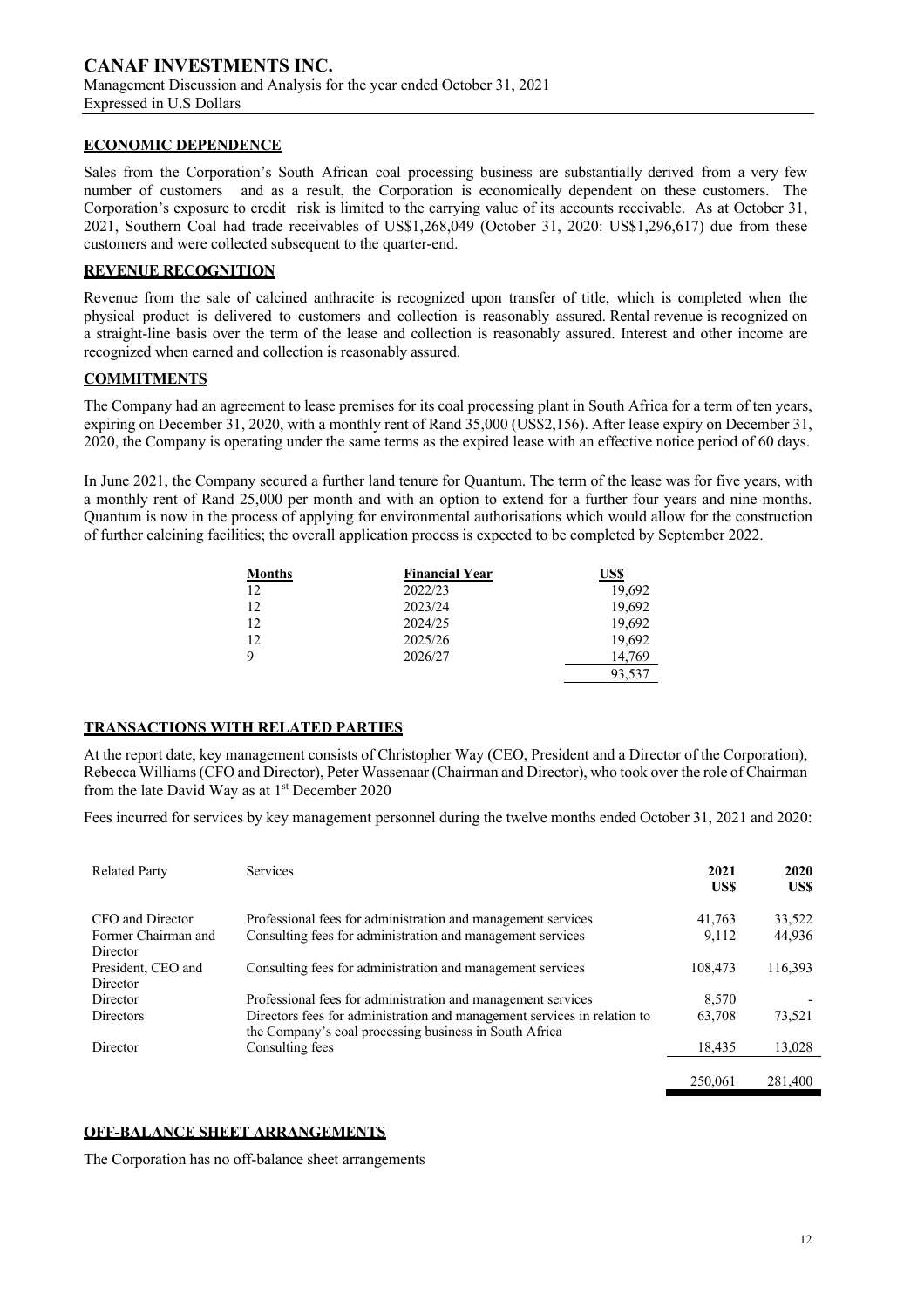## ECONOMIC DEPENDENCE

Sales from the Corporation's South African coal processing business are substantially derived from a very few number of customers and as a result, the Corporation is economically dependent on these customers. The Corporation's exposure to credit risk is limited to the carrying value of its accounts receivable. As at October 31, 2021, Southern Coal had trade receivables of US$1,268,049 (October 31, 2020: US$1,296,617) due from these customers and were collected subsequent to the quarter-end.

## REVENUE RECOGNITION

Revenue from the sale of calcined anthracite is recognized upon transfer of title, which is completed when the physical product is delivered to customers and collection is reasonably assured. Rental revenue is recognized on a straight-line basis over the term of the lease and collection is reasonably assured. Interest and other income are recognized when earned and collection is reasonably assured.

## COMMITMENTS

The Company had an agreement to lease premises for its coal processing plant in South Africa for a term of ten years, expiring on December 31, 2020, with a monthly rent of Rand 35,000 (US$2,156). After lease expiry on December 31, 2020, the Company is operating under the same terms as the expired lease with an effective notice period of 60 days.

In June 2021, the Company secured a further land tenure for Quantum. The term of the lease was for five years, with a monthly rent of Rand 25,000 per month and with an option to extend for a further four years and nine months. Quantum is now in the process of applying for environmental authorisations which would allow for the construction of further calcining facilities; the overall application process is expected to be completed by September 2022.

| Months | Financial Year | US$ |
|---|---|---|
| 12 | 2022/23 | 19,692 |
| 12 | 2023/24 | 19,692 |
| 12 | 2024/25 | 19,692 |
| 12 | 2025/26 | 19,692 |
| 9 | 2026/27 | 14,769 |
| | | 93,537 |

## TRANSACTIONS WITH RELATED PARTIES

At the report date, key management consists of Christopher Way (CEO, President and a Director of the Corporation), Rebecca Williams (CFO and Director), Peter Wassenaar (Chairman and Director), who took over the role of Chairman from the late David Way as at 1st December 2020

Fees incurred for services by key management personnel during the twelve months ended October 31, 2021 and 2020:

| Related Party | Services | 2021 US$ | 2020 US$ |
|---|---|---|---|
| CFO and Director | Professional fees for administration and management services | 41,763 | 33,522 |
| Former Chairman and Director | Consulting fees for administration and management services | 9,112 | 44,936 |
| President, CEO and Director | Consulting fees for administration and management services | 108,473 | 116,393 |
| Director | Professional fees for administration and management services | 8,570 | - |
| Directors | Directors fees for administration and management services in relation to the Company's coal processing business in South Africa | 63,708 | 73,521 |
| Director | Consulting fees | 18,435 | 13,028 |
| | | 250,061 | 281,400 |

## OFF-BALANCE SHEET ARRANGEMENTS

The Corporation has no off-balance sheet arrangements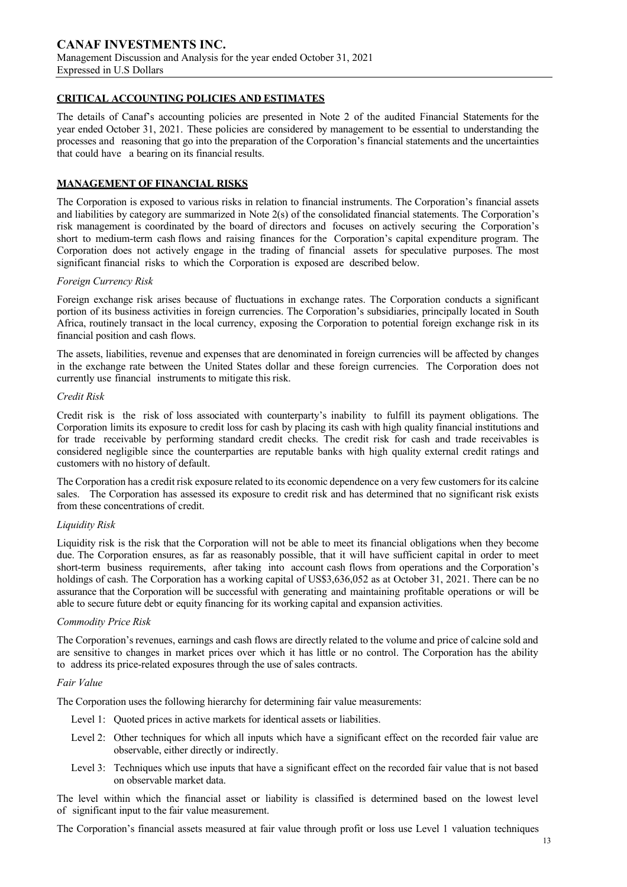## CRITICAL ACCOUNTING POLICIES AND ESTIMATES

The details of Canaf's accounting policies are presented in Note 2 of the audited Financial Statements for the year ended October 31, 2021. These policies are considered by management to be essential to understanding the processes and reasoning that go into the preparation of the Corporation's financial statements and the uncertainties that could have a bearing on its financial results.

## MANAGEMENT OF FINANCIAL RISKS

The Corporation is exposed to various risks in relation to financial instruments. The Corporation's financial assets and liabilities by category are summarized in Note 2(s) of the consolidated financial statements. The Corporation's risk management is coordinated by the board of directors and focuses on actively securing the Corporation's short to medium-term cash flows and raising finances for the Corporation's capital expenditure program. The Corporation does not actively engage in the trading of financial assets for speculative purposes. The most significant financial risks to which the Corporation is exposed are described below.

*Foreign Currency Risk*

Foreign exchange risk arises because of fluctuations in exchange rates. The Corporation conducts a significant portion of its business activities in foreign currencies. The Corporation's subsidiaries, principally located in South Africa, routinely transact in the local currency, exposing the Corporation to potential foreign exchange risk in its financial position and cash flows.

The assets, liabilities, revenue and expenses that are denominated in foreign currencies will be affected by changes in the exchange rate between the United States dollar and these foreign currencies. The Corporation does not currently use financial instruments to mitigate this risk.

*Credit Risk*

Credit risk is the risk of loss associated with counterparty's inability to fulfill its payment obligations. The Corporation limits its exposure to credit loss for cash by placing its cash with high quality financial institutions and for trade receivable by performing standard credit checks. The credit risk for cash and trade receivables is considered negligible since the counterparties are reputable banks with high quality external credit ratings and customers with no history of default.

The Corporation has a credit risk exposure related to its economic dependence on a very few customers for its calcine sales. The Corporation has assessed its exposure to credit risk and has determined that no significant risk exists from these concentrations of credit.

*Liquidity Risk*

Liquidity risk is the risk that the Corporation will not be able to meet its financial obligations when they become due. The Corporation ensures, as far as reasonably possible, that it will have sufficient capital in order to meet short-term business requirements, after taking into account cash flows from operations and the Corporation's holdings of cash. The Corporation has a working capital of US$3,636,052 as at October 31, 2021. There can be no assurance that the Corporation will be successful with generating and maintaining profitable operations or will be able to secure future debt or equity financing for its working capital and expansion activities.

*Commodity Price Risk*

The Corporation's revenues, earnings and cash flows are directly related to the volume and price of calcine sold and are sensitive to changes in market prices over which it has little or no control. The Corporation has the ability to address its price-related exposures through the use of sales contracts.

*Fair Value*

The Corporation uses the following hierarchy for determining fair value measurements:

- Level 1: Quoted prices in active markets for identical assets or liabilities.
- Level 2: Other techniques for which all inputs which have a significant effect on the recorded fair value are observable, either directly or indirectly.
- Level 3: Techniques which use inputs that have a significant effect on the recorded fair value that is not based on observable market data.

The level within which the financial asset or liability is classified is determined based on the lowest level of significant input to the fair value measurement.

The Corporation's financial assets measured at fair value through profit or loss use Level 1 valuation techniques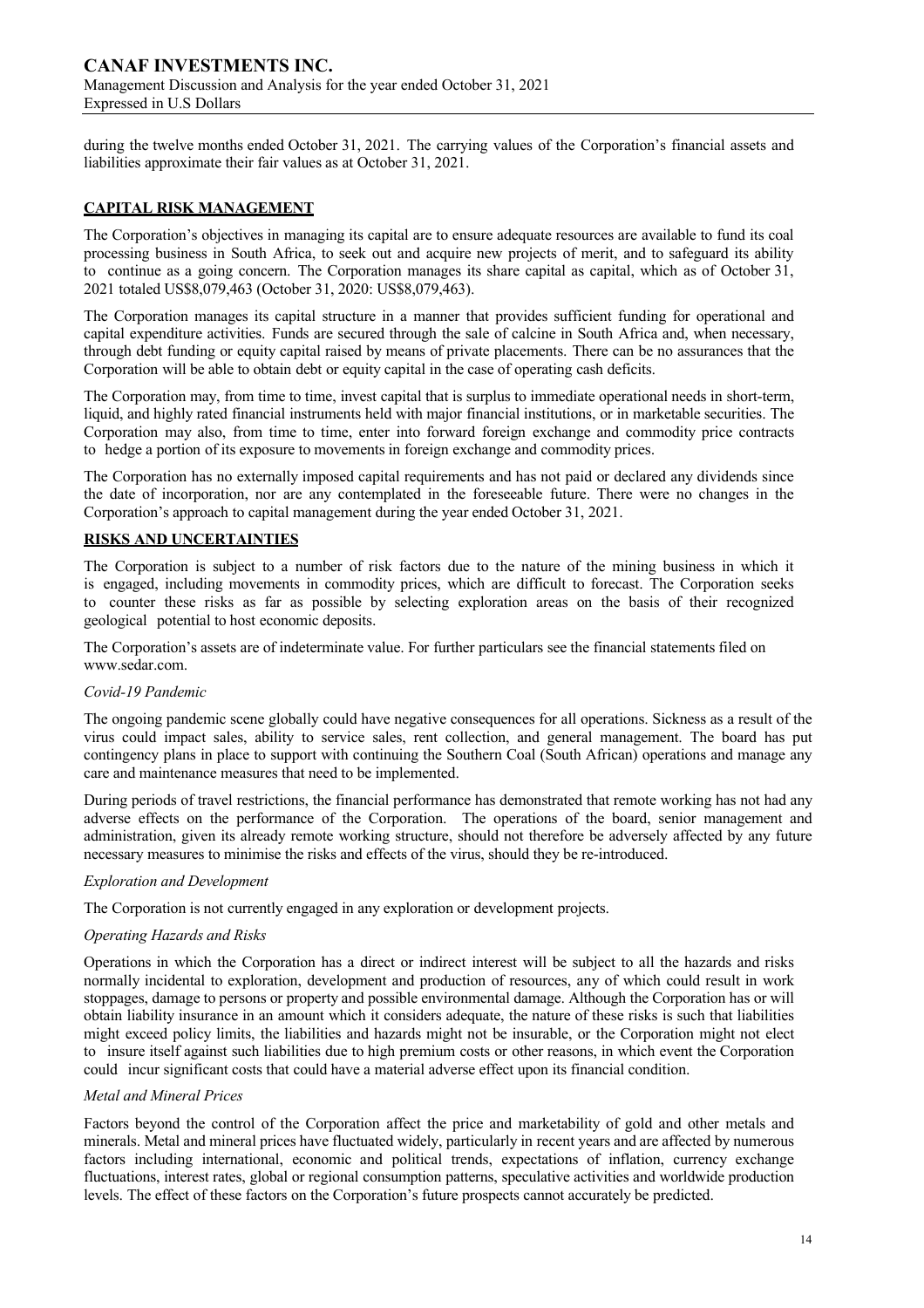during the twelve months ended October 31, 2021. The carrying values of the Corporation's financial assets and liabilities approximate their fair values as at October 31, 2021.

## CAPITAL RISK MANAGEMENT

The Corporation's objectives in managing its capital are to ensure adequate resources are available to fund its coal processing business in South Africa, to seek out and acquire new projects of merit, and to safeguard its ability to continue as a going concern. The Corporation manages its share capital as capital, which as of October 31, 2021 totaled US$8,079,463 (October 31, 2020: US$8,079,463).

The Corporation manages its capital structure in a manner that provides sufficient funding for operational and capital expenditure activities. Funds are secured through the sale of calcine in South Africa and, when necessary, through debt funding or equity capital raised by means of private placements. There can be no assurances that the Corporation will be able to obtain debt or equity capital in the case of operating cash deficits.

The Corporation may, from time to time, invest capital that is surplus to immediate operational needs in short-term, liquid, and highly rated financial instruments held with major financial institutions, or in marketable securities. The Corporation may also, from time to time, enter into forward foreign exchange and commodity price contracts to hedge a portion of its exposure to movements in foreign exchange and commodity prices.

The Corporation has no externally imposed capital requirements and has not paid or declared any dividends since the date of incorporation, nor are any contemplated in the foreseeable future. There were no changes in the Corporation's approach to capital management during the year ended October 31, 2021.

## RISKS AND UNCERTAINTIES

The Corporation is subject to a number of risk factors due to the nature of the mining business in which it is engaged, including movements in commodity prices, which are difficult to forecast. The Corporation seeks to counter these risks as far as possible by selecting exploration areas on the basis of their recognized geological potential to host economic deposits.

The Corporation's assets are of indeterminate value. For further particulars see the financial statements filed on www.sedar.com.

### *Covid-19 Pandemic*

The ongoing pandemic scene globally could have negative consequences for all operations. Sickness as a result of the virus could impact sales, ability to service sales, rent collection, and general management. The board has put contingency plans in place to support with continuing the Southern Coal (South African) operations and manage any care and maintenance measures that need to be implemented.

During periods of travel restrictions, the financial performance has demonstrated that remote working has not had any adverse effects on the performance of the Corporation. The operations of the board, senior management and administration, given its already remote working structure, should not therefore be adversely affected by any future necessary measures to minimise the risks and effects of the virus, should they be re-introduced.

### *Exploration and Development*

The Corporation is not currently engaged in any exploration or development projects.

### *Operating Hazards and Risks*

Operations in which the Corporation has a direct or indirect interest will be subject to all the hazards and risks normally incidental to exploration, development and production of resources, any of which could result in work stoppages, damage to persons or property and possible environmental damage. Although the Corporation has or will obtain liability insurance in an amount which it considers adequate, the nature of these risks is such that liabilities might exceed policy limits, the liabilities and hazards might not be insurable, or the Corporation might not elect to insure itself against such liabilities due to high premium costs or other reasons, in which event the Corporation could incur significant costs that could have a material adverse effect upon its financial condition.

### *Metal and Mineral Prices*

Factors beyond the control of the Corporation affect the price and marketability of gold and other metals and minerals. Metal and mineral prices have fluctuated widely, particularly in recent years and are affected by numerous factors including international, economic and political trends, expectations of inflation, currency exchange fluctuations, interest rates, global or regional consumption patterns, speculative activities and worldwide production levels. The effect of these factors on the Corporation's future prospects cannot accurately be predicted.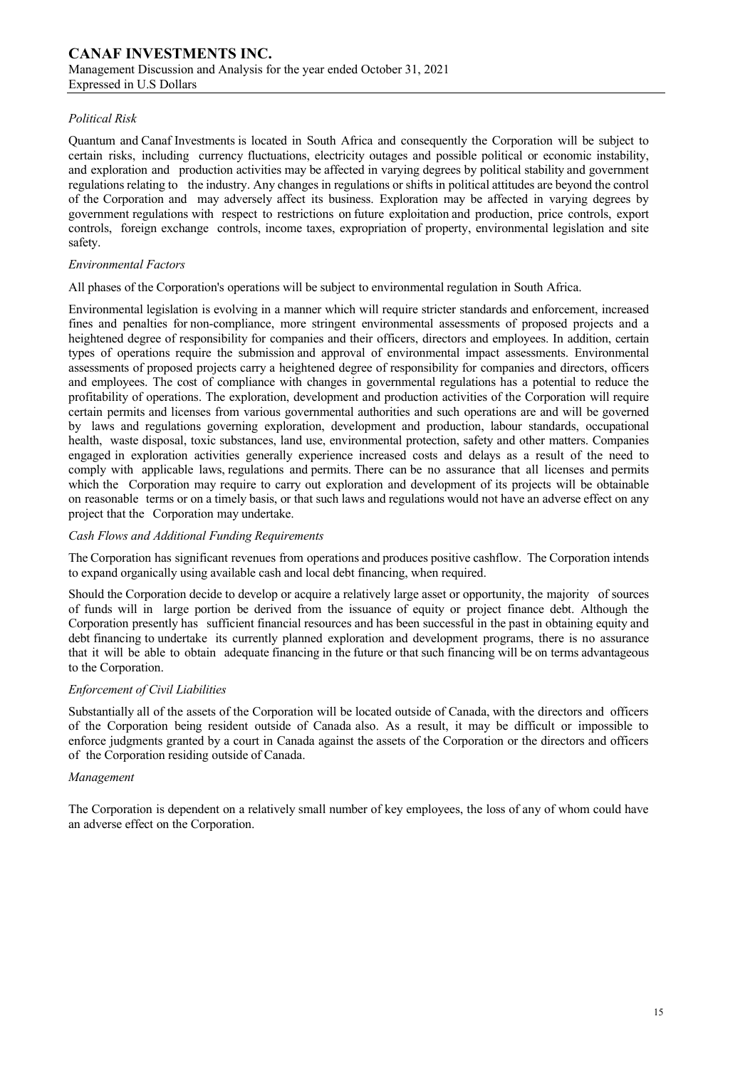*Political Risk*

Quantum and Canaf Investments is located in South Africa and consequently the Corporation will be subject to certain risks, including currency fluctuations, electricity outages and possible political or economic instability, and exploration and production activities may be affected in varying degrees by political stability and government regulations relating to the industry. Any changes in regulations or shifts in political attitudes are beyond the control of the Corporation and may adversely affect its business. Exploration may be affected in varying degrees by government regulations with respect to restrictions on future exploitation and production, price controls, export controls, foreign exchange controls, income taxes, expropriation of property, environmental legislation and site safety.

*Environmental Factors*

All phases of the Corporation's operations will be subject to environmental regulation in South Africa.

Environmental legislation is evolving in a manner which will require stricter standards and enforcement, increased fines and penalties for non-compliance, more stringent environmental assessments of proposed projects and a heightened degree of responsibility for companies and their officers, directors and employees. In addition, certain types of operations require the submission and approval of environmental impact assessments. Environmental assessments of proposed projects carry a heightened degree of responsibility for companies and directors, officers and employees. The cost of compliance with changes in governmental regulations has a potential to reduce the profitability of operations. The exploration, development and production activities of the Corporation will require certain permits and licenses from various governmental authorities and such operations are and will be governed by laws and regulations governing exploration, development and production, labour standards, occupational health, waste disposal, toxic substances, land use, environmental protection, safety and other matters. Companies engaged in exploration activities generally experience increased costs and delays as a result of the need to comply with applicable laws, regulations and permits. There can be no assurance that all licenses and permits which the Corporation may require to carry out exploration and development of its projects will be obtainable on reasonable terms or on a timely basis, or that such laws and regulations would not have an adverse effect on any project that the Corporation may undertake.

*Cash Flows and Additional Funding Requirements*

The Corporation has significant revenues from operations and produces positive cashflow. The Corporation intends to expand organically using available cash and local debt financing, when required.

Should the Corporation decide to develop or acquire a relatively large asset or opportunity, the majority of sources of funds will in large portion be derived from the issuance of equity or project finance debt. Although the Corporation presently has sufficient financial resources and has been successful in the past in obtaining equity and debt financing to undertake its currently planned exploration and development programs, there is no assurance that it will be able to obtain adequate financing in the future or that such financing will be on terms advantageous to the Corporation.

*Enforcement of Civil Liabilities*

Substantially all of the assets of the Corporation will be located outside of Canada, with the directors and officers of the Corporation being resident outside of Canada also. As a result, it may be difficult or impossible to enforce judgments granted by a court in Canada against the assets of the Corporation or the directors and officers of the Corporation residing outside of Canada.

*Management*

The Corporation is dependent on a relatively small number of key employees, the loss of any of whom could have an adverse effect on the Corporation.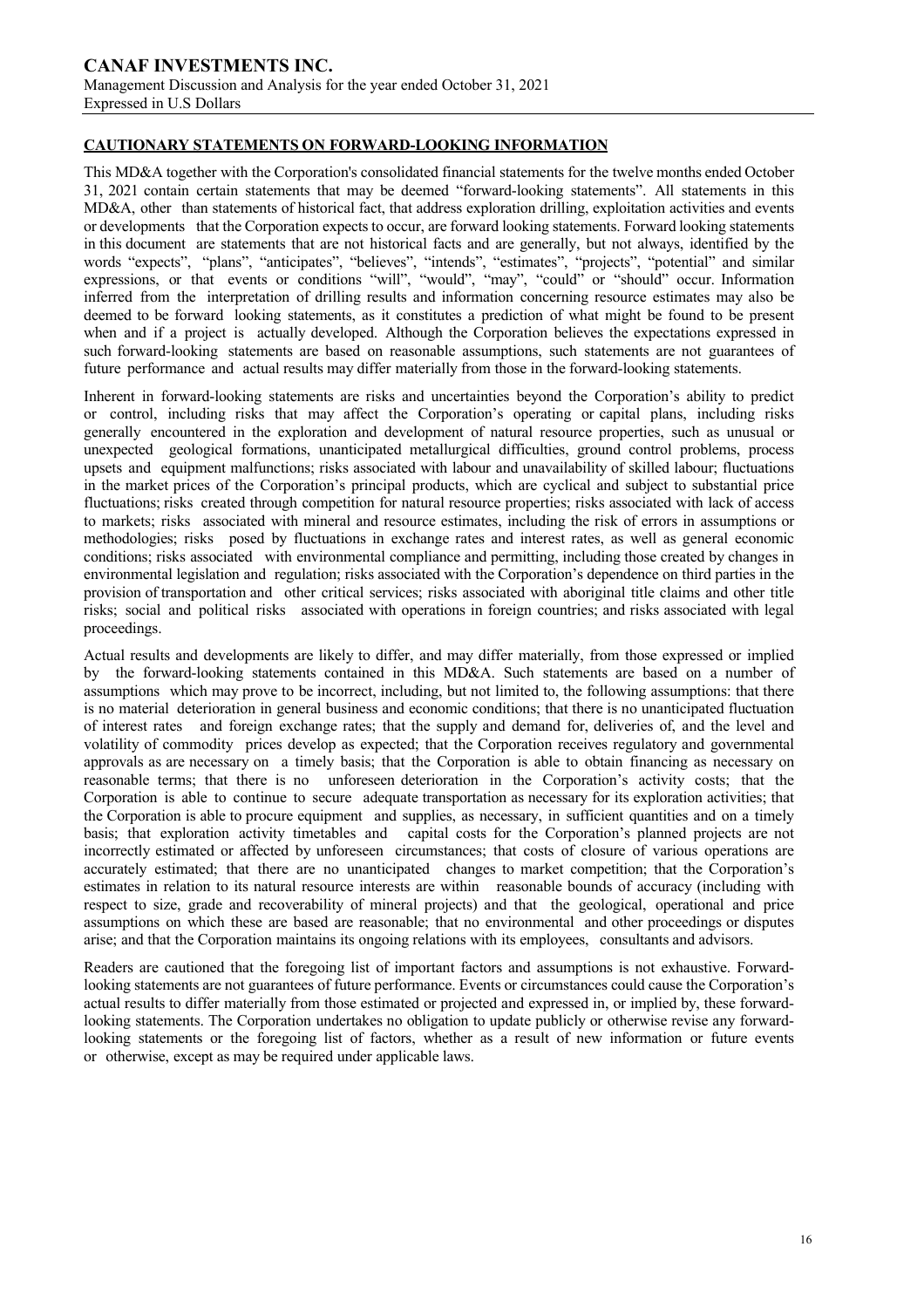## CAUTIONARY STATEMENTS ON FORWARD-LOOKING INFORMATION

This MD&A together with the Corporation's consolidated financial statements for the twelve months ended October 31, 2021 contain certain statements that may be deemed "forward-looking statements". All statements in this MD&A, other than statements of historical fact, that address exploration drilling, exploitation activities and events or developments that the Corporation expects to occur, are forward looking statements. Forward looking statements in this document are statements that are not historical facts and are generally, but not always, identified by the words "expects", "plans", "anticipates", "believes", "intends", "estimates", "projects", "potential" and similar expressions, or that events or conditions "will", "would", "may", "could" or "should" occur. Information inferred from the interpretation of drilling results and information concerning resource estimates may also be deemed to be forward looking statements, as it constitutes a prediction of what might be found to be present when and if a project is actually developed. Although the Corporation believes the expectations expressed in such forward-looking statements are based on reasonable assumptions, such statements are not guarantees of future performance and actual results may differ materially from those in the forward-looking statements.

Inherent in forward-looking statements are risks and uncertainties beyond the Corporation's ability to predict or control, including risks that may affect the Corporation's operating or capital plans, including risks generally encountered in the exploration and development of natural resource properties, such as unusual or unexpected geological formations, unanticipated metallurgical difficulties, ground control problems, process upsets and equipment malfunctions; risks associated with labour and unavailability of skilled labour; fluctuations in the market prices of the Corporation's principal products, which are cyclical and subject to substantial price fluctuations; risks created through competition for natural resource properties; risks associated with lack of access to markets; risks associated with mineral and resource estimates, including the risk of errors in assumptions or methodologies; risks posed by fluctuations in exchange rates and interest rates, as well as general economic conditions; risks associated with environmental compliance and permitting, including those created by changes in environmental legislation and regulation; risks associated with the Corporation's dependence on third parties in the provision of transportation and other critical services; risks associated with aboriginal title claims and other title risks; social and political risks associated with operations in foreign countries; and risks associated with legal proceedings.

Actual results and developments are likely to differ, and may differ materially, from those expressed or implied by the forward-looking statements contained in this MD&A. Such statements are based on a number of assumptions which may prove to be incorrect, including, but not limited to, the following assumptions: that there is no material deterioration in general business and economic conditions; that there is no unanticipated fluctuation of interest rates and foreign exchange rates; that the supply and demand for, deliveries of, and the level and volatility of commodity prices develop as expected; that the Corporation receives regulatory and governmental approvals as are necessary on a timely basis; that the Corporation is able to obtain financing as necessary on reasonable terms; that there is no unforeseen deterioration in the Corporation's activity costs; that the Corporation is able to continue to secure adequate transportation as necessary for its exploration activities; that the Corporation is able to procure equipment and supplies, as necessary, in sufficient quantities and on a timely basis; that exploration activity timetables and capital costs for the Corporation's planned projects are not incorrectly estimated or affected by unforeseen circumstances; that costs of closure of various operations are accurately estimated; that there are no unanticipated changes to market competition; that the Corporation's estimates in relation to its natural resource interests are within reasonable bounds of accuracy (including with respect to size, grade and recoverability of mineral projects) and that the geological, operational and price assumptions on which these are based are reasonable; that no environmental and other proceedings or disputes arise; and that the Corporation maintains its ongoing relations with its employees, consultants and advisors.

Readers are cautioned that the foregoing list of important factors and assumptions is not exhaustive. Forward-looking statements are not guarantees of future performance. Events or circumstances could cause the Corporation's actual results to differ materially from those estimated or projected and expressed in, or implied by, these forward-looking statements. The Corporation undertakes no obligation to update publicly or otherwise revise any forward-looking statements or the foregoing list of factors, whether as a result of new information or future events or otherwise, except as may be required under applicable laws.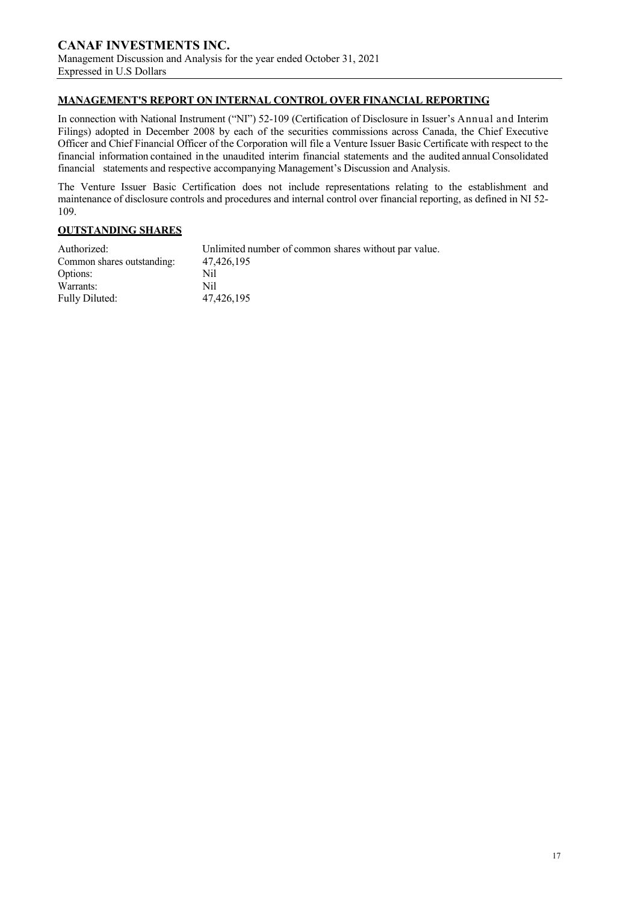## MANAGEMENT'S REPORT ON INTERNAL CONTROL OVER FINANCIAL REPORTING

In connection with National Instrument ("NI") 52-109 (Certification of Disclosure in Issuer's Annual and Interim Filings) adopted in December 2008 by each of the securities commissions across Canada, the Chief Executive Officer and Chief Financial Officer of the Corporation will file a Venture Issuer Basic Certificate with respect to the financial information contained in the unaudited interim financial statements and the audited annual Consolidated financial statements and respective accompanying Management's Discussion and Analysis.

The Venture Issuer Basic Certification does not include representations relating to the establishment and maintenance of disclosure controls and procedures and internal control over financial reporting, as defined in NI 52-109.

## OUTSTANDING SHARES

| | |
|---|---|
| Authorized: | Unlimited number of common shares without par value. |
| Common shares outstanding: | 47,426,195 |
| Options: | Nil |
| Warrants: | Nil |
| Fully Diluted: | 47,426,195 |